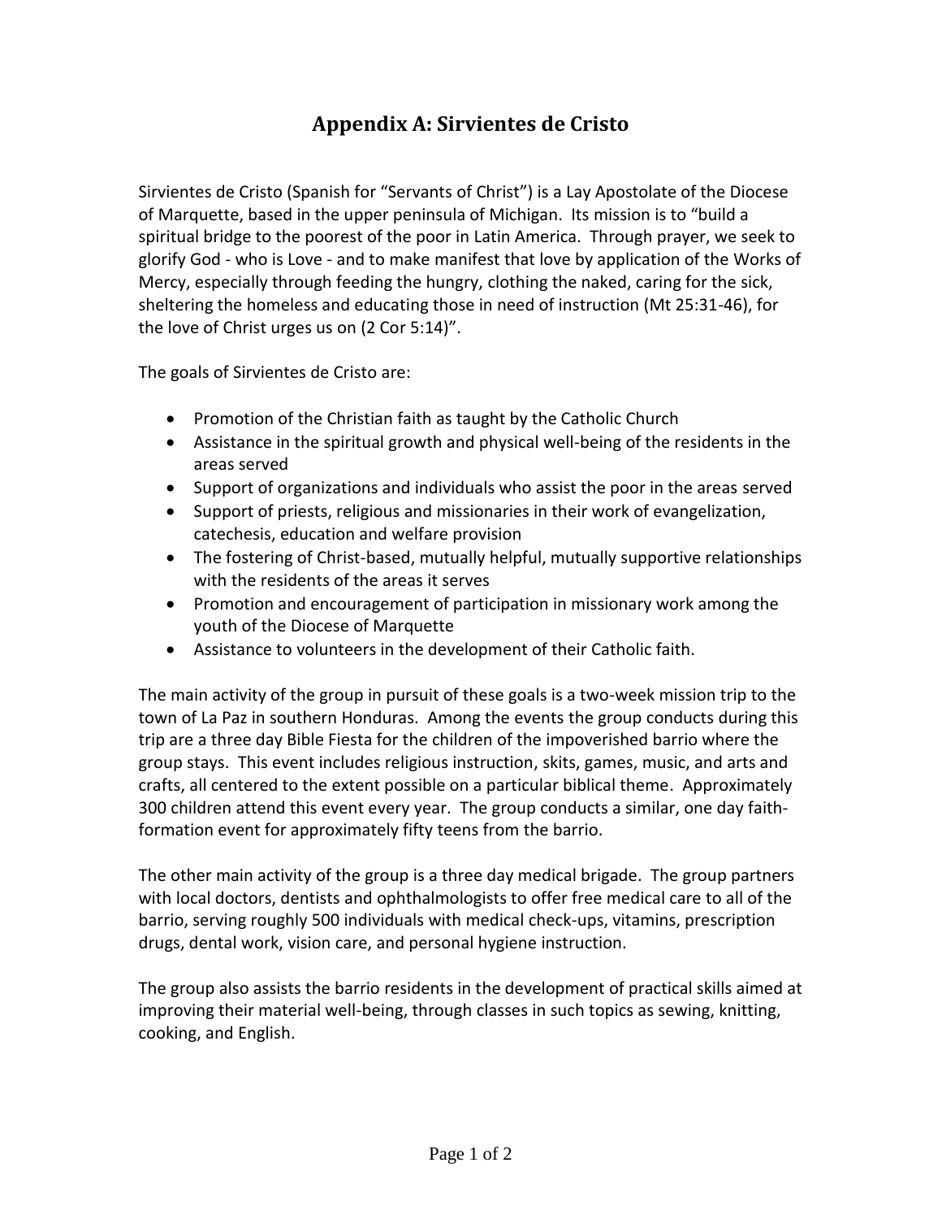# Appendix A: Sirvientes de Cristo

Sirvientes de Cristo (Spanish for "Servants of Christ") is a Lay Apostolate of the Diocese of Marquette, based in the upper peninsula of Michigan. Its mission is to "build a spiritual bridge to the poorest of the poor in Latin America. Through prayer, we seek to glorify God - who is Love - and to make manifest that love by application of the Works of Mercy, especially through feeding the hungry, clothing the naked, caring for the sick, sheltering the homeless and educating those in need of instruction (Mt 25:31-46), for the love of Christ urges us on (2 Cor 5:14)".

The goals of Sirvientes de Cristo are:

- Promotion of the Christian faith as taught by the Catholic Church
- Assistance in the spiritual growth and physical well-being of the residents in the areas served
- Support of organizations and individuals who assist the poor in the areas served
- Support of priests, religious and missionaries in their work of evangelization, catechesis, education and welfare provision
- The fostering of Christ-based, mutually helpful, mutually supportive relationships with the residents of the areas it serves
- Promotion and encouragement of participation in missionary work among the youth of the Diocese of Marquette
- Assistance to volunteers in the development of their Catholic faith.

The main activity of the group in pursuit of these goals is a two-week mission trip to the town of La Paz in southern Honduras. Among the events the group conducts during this trip are a three day Bible Fiesta for the children of the impoverished barrio where the group stays. This event includes religious instruction, skits, games, music, and arts and crafts, all centered to the extent possible on a particular biblical theme. Approximately 300 children attend this event every year. The group conducts a similar, one day faith-formation event for approximately fifty teens from the barrio.

The other main activity of the group is a three day medical brigade. The group partners with local doctors, dentists and ophthalmologists to offer free medical care to all of the barrio, serving roughly 500 individuals with medical check-ups, vitamins, prescription drugs, dental work, vision care, and personal hygiene instruction.

The group also assists the barrio residents in the development of practical skills aimed at improving their material well-being, through classes in such topics as sewing, knitting, cooking, and English.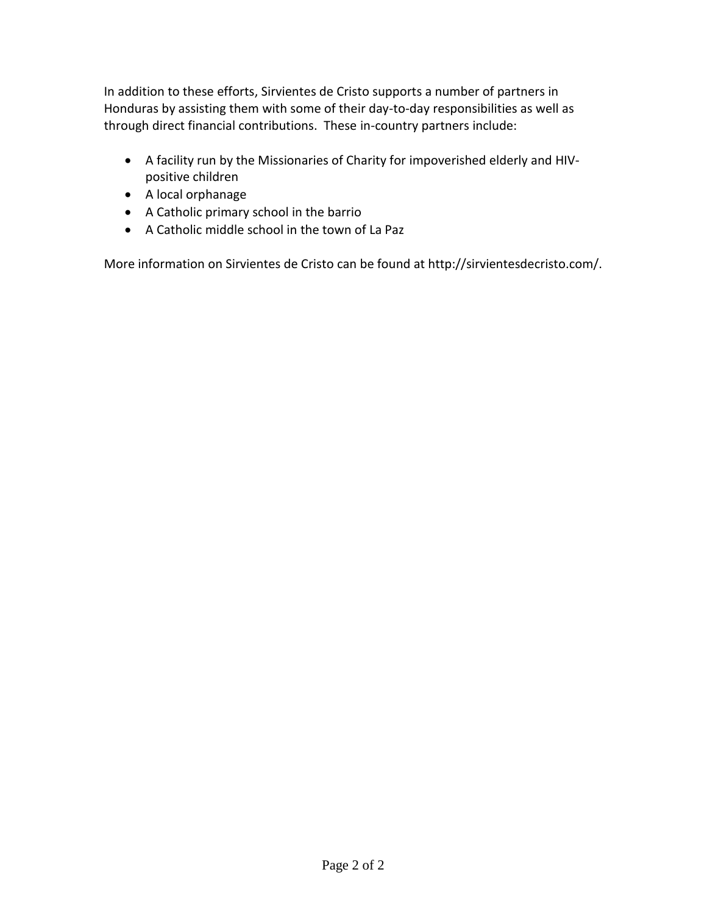In addition to these efforts, Sirvientes de Cristo supports a number of partners in Honduras by assisting them with some of their day-to-day responsibilities as well as through direct financial contributions. These in-country partners include:

- A facility run by the Missionaries of Charity for impoverished elderly and HIV-positive children
- A local orphanage
- A Catholic primary school in the barrio
- A Catholic middle school in the town of La Paz

More information on Sirvientes de Cristo can be found at http://sirvientesdecristo.com/.